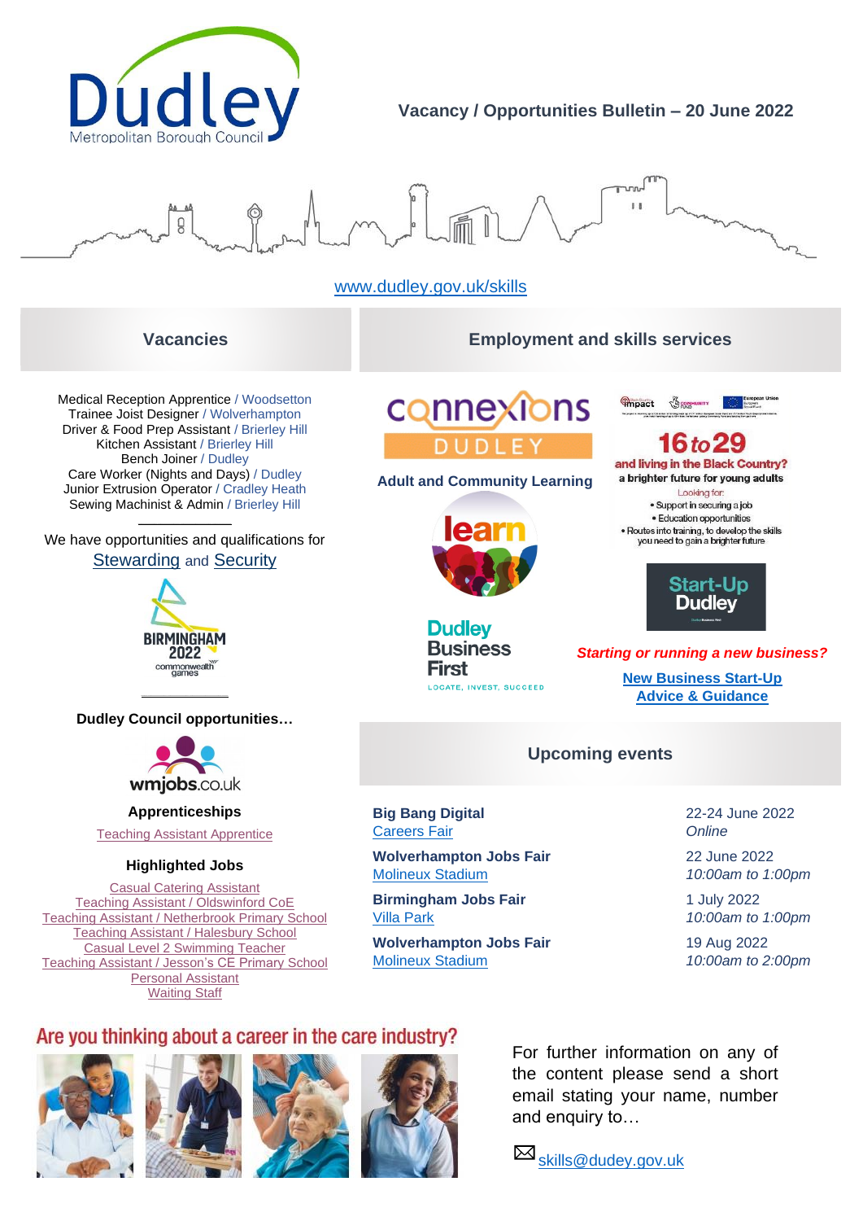# Vacancy / Opportunities Bulletin – 20 June 2022

Dudley Metropolitan Borough Council

www.dudley.gov.uk/skills

## Vacancies

Medical Reception Apprentice / Woodsetton
Trainee Joist Designer / Wolverhampton
Driver & Food Prep Assistant / Brierley Hill
Kitchen Assistant / Brierley Hill
Bench Joiner / Dudley
Care Worker (Nights and Days) / Dudley
Junior Extrusion Operator / Cradley Heath
Sewing Machinist & Admin / Brierley Hill

We have opportunities and qualifications for Stewarding and Security

Birmingham 2022 commonwealth games

**Dudley Council opportunities…**

wmjobs.co.uk

### Apprenticeships

Teaching Assistant Apprentice

### Highlighted Jobs

Casual Catering Assistant
Teaching Assistant / Oldswinford CoE
Teaching Assistant / Netherbrook Primary School
Teaching Assistant / Halesbury School
Casual Level 2 Swimming Teacher
Teaching Assistant / Jesson's CE Primary School
Personal Assistant
Waiting Staff

## Employment and skills services

Connexions Dudley

**Adult and Community Learning**

learn

Dudley Business First
LOCATE, INVEST, SUCCEED

Impact – Community Fund – European Union European Social Fund

**16 to 29 and living in the Black Country?**
**a brighter future for young adults**

Looking for:

- Support in securing a job
- Education opportunities
- Routes into training, to develop the skills you need to gain a brighter future

Start-Up Dudley

***Starting or running a new business?***

**New Business Start-Up Advice & Guidance**

## Upcoming events

| Event | Date |
| --- | --- |
| **Big Bang Digital** Careers Fair | 22-24 June 2022 *Online* |
| **Wolverhampton Jobs Fair** Molineux Stadium | 22 June 2022 *10:00am to 1:00pm* |
| **Birmingham Jobs Fair** Villa Park | 1 July 2022 *10:00am to 1:00pm* |
| **Wolverhampton Jobs Fair** Molineux Stadium | 19 Aug 2022 *10:00am to 2:00pm* |

## Are you thinking about a career in the care industry?

For further information on any of the content please send a short email stating your name, number and enquiry to…

skills@dudey.gov.uk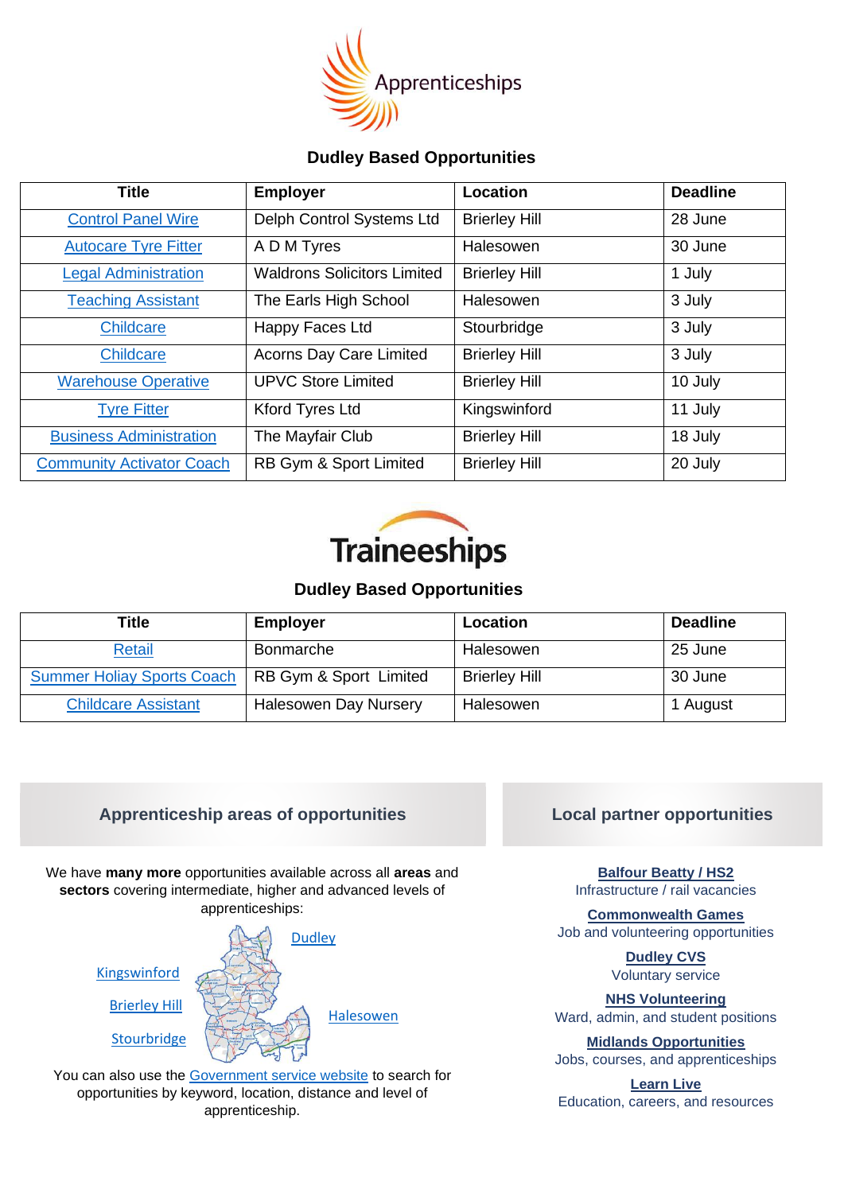Apprenticeships

## Dudley Based Opportunities

| Title | Employer | Location | Deadline |
|---|---|---|---|
| Control Panel Wire | Delph Control Systems Ltd | Brierley Hill | 28 June |
| Autocare Tyre Fitter | A D M Tyres | Halesowen | 30 June |
| Legal Administration | Waldrons Solicitors Limited | Brierley Hill | 1 July |
| Teaching Assistant | The Earls High School | Halesowen | 3 July |
| Childcare | Happy Faces Ltd | Stourbridge | 3 July |
| Childcare | Acorns Day Care Limited | Brierley Hill | 3 July |
| Warehouse Operative | UPVC Store Limited | Brierley Hill | 10 July |
| Tyre Fitter | Kford Tyres Ltd | Kingswinford | 11 July |
| Business Administration | The Mayfair Club | Brierley Hill | 18 July |
| Community Activator Coach | RB Gym & Sport Limited | Brierley Hill | 20 July |

Traineeships

## Dudley Based Opportunities

| Title | Employer | Location | Deadline |
|---|---|---|---|
| Retail | Bonmarche | Halesowen | 25 June |
| Summer Holiay Sports Coach | RB Gym & Sport Limited | Brierley Hill | 30 June |
| Childcare Assistant | Halesowen Day Nursery | Halesowen | 1 August |

### Apprenticeship areas of opportunities

We have **many more** opportunities available across all **areas** and **sectors** covering intermediate, higher and advanced levels of apprenticeships:

Dudley

Kingswinford

Brierley Hill

Halesowen

Stourbridge

You can also use the Government service website to search for opportunities by keyword, location, distance and level of apprenticeship.

### Local partner opportunities

**Balfour Beatty / HS2**
Infrastructure / rail vacancies

**Commonwealth Games**
Job and volunteering opportunities

**Dudley CVS**
Voluntary service

**NHS Volunteering**
Ward, admin, and student positions

**Midlands Opportunities**
Jobs, courses, and apprenticeships

**Learn Live**
Education, careers, and resources